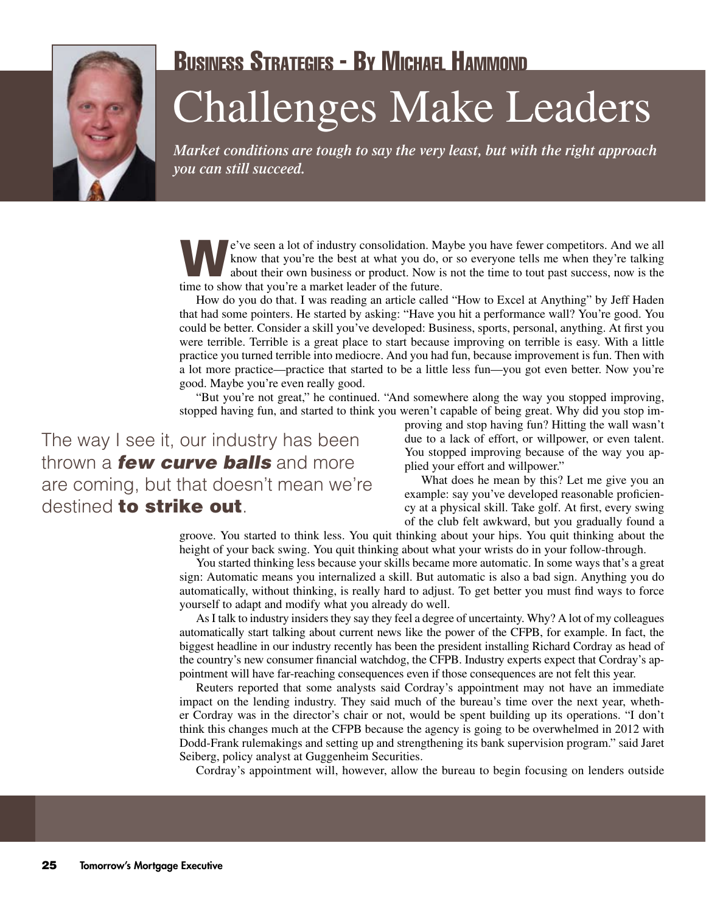**Business Strategies - By Michael Hammond**

# Challenges Make Leaders

*Market conditions are tough to say the very least, but with the right approach you can still succeed.*

We've seen a lot of industry consolidation. Maybe you have fewer competitors. And we all know that you're the best at what you do, or so everyone tells me when they're talking about their own business or product. Now is not the time to tout past success, now is the time to show that you're a market leader of the future.

How do you do that. I was reading an article called "How to Excel at Anything" by Jeff Haden that had some pointers. He started by asking: "Have you hit a performance wall? You're good. You could be better. Consider a skill you've developed: Business, sports, personal, anything. At first you were terrible. Terrible is a great place to start because improving on terrible is easy. With a little practice you turned terrible into mediocre. And you had fun, because improvement is fun. Then with a lot more practice—practice that started to be a little less fun—you got even better. Now you're good. Maybe you're even really good.

"But you're not great," he continued. "And somewhere along the way you stopped improving, stopped having fun, and started to think you weren't capable of being great. Why did you stop improving and stop having fun? Hitting the wall wasn't due to a lack of effort, or willpower, or even talent. You stopped improving because of the way you applied your effort and willpower."

> The way I see it, our industry has been thrown a ***few curve balls*** and more are coming, but that doesn't mean we're destined **to strike out**.

What does he mean by this? Let me give you an example: say you've developed reasonable proficiency at a physical skill. Take golf. At first, every swing of the club felt awkward, but you gradually found a groove. You started to think less. You quit thinking about your hips. You quit thinking about the height of your back swing. You quit thinking about what your wrists do in your follow-through.

You started thinking less because your skills became more automatic. In some ways that's a great sign: Automatic means you internalized a skill. But automatic is also a bad sign. Anything you do automatically, without thinking, is really hard to adjust. To get better you must find ways to force yourself to adapt and modify what you already do well.

As I talk to industry insiders they say they feel a degree of uncertainty. Why? A lot of my colleagues automatically start talking about current news like the power of the CFPB, for example. In fact, the biggest headline in our industry recently has been the president installing Richard Cordray as head of the country's new consumer financial watchdog, the CFPB. Industry experts expect that Cordray's appointment will have far-reaching consequences even if those consequences are not felt this year.

Reuters reported that some analysts said Cordray's appointment may not have an immediate impact on the lending industry. They said much of the bureau's time over the next year, whether Cordray was in the director's chair or not, would be spent building up its operations. "I don't think this changes much at the CFPB because the agency is going to be overwhelmed in 2012 with Dodd-Frank rulemakings and setting up and strengthening its bank supervision program." said Jaret Seiberg, policy analyst at Guggenheim Securities.

Cordray's appointment will, however, allow the bureau to begin focusing on lenders outside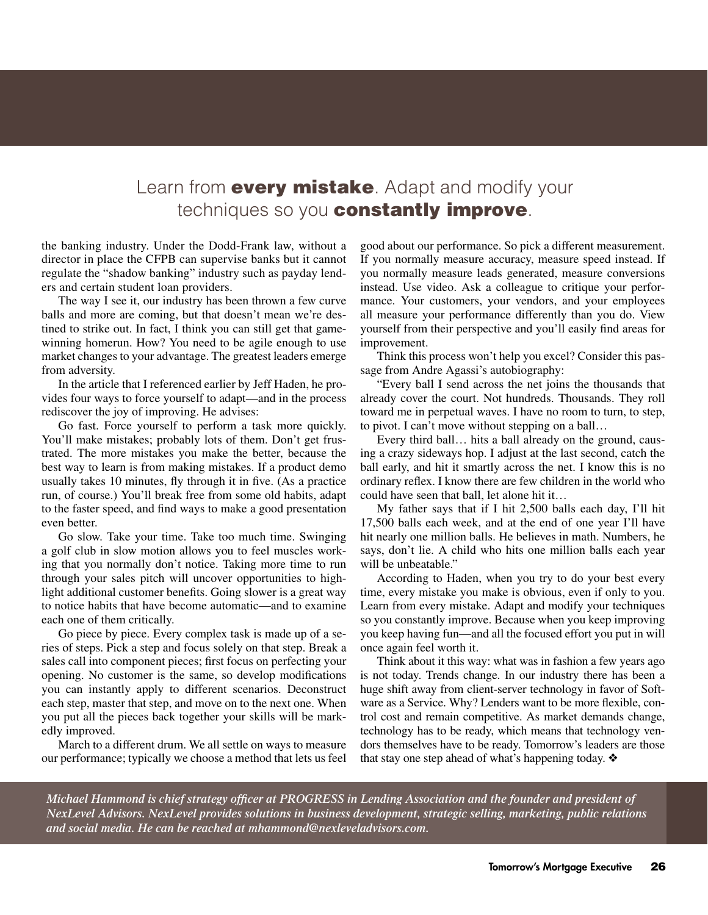Learn from **every mistake**. Adapt and modify your techniques so you **constantly improve**.

the banking industry. Under the Dodd-Frank law, without a director in place the CFPB can supervise banks but it cannot regulate the "shadow banking" industry such as payday lenders and certain student loan providers.

The way I see it, our industry has been thrown a few curve balls and more are coming, but that doesn't mean we're destined to strike out. In fact, I think you can still get that game-winning homerun. How? You need to be agile enough to use market changes to your advantage. The greatest leaders emerge from adversity.

In the article that I referenced earlier by Jeff Haden, he provides four ways to force yourself to adapt—and in the process rediscover the joy of improving. He advises:

Go fast. Force yourself to perform a task more quickly. You'll make mistakes; probably lots of them. Don't get frustrated. The more mistakes you make the better, because the best way to learn is from making mistakes. If a product demo usually takes 10 minutes, fly through it in five. (As a practice run, of course.) You'll break free from some old habits, adapt to the faster speed, and find ways to make a good presentation even better.

Go slow. Take your time. Take too much time. Swinging a golf club in slow motion allows you to feel muscles working that you normally don't notice. Taking more time to run through your sales pitch will uncover opportunities to highlight additional customer benefits. Going slower is a great way to notice habits that have become automatic—and to examine each one of them critically.

Go piece by piece. Every complex task is made up of a series of steps. Pick a step and focus solely on that step. Break a sales call into component pieces; first focus on perfecting your opening. No customer is the same, so develop modifications you can instantly apply to different scenarios. Deconstruct each step, master that step, and move on to the next one. When you put all the pieces back together your skills will be markedly improved.

March to a different drum. We all settle on ways to measure our performance; typically we choose a method that lets us feel good about our performance. So pick a different measurement. If you normally measure accuracy, measure speed instead. If you normally measure leads generated, measure conversions instead. Use video. Ask a colleague to critique your performance. Your customers, your vendors, and your employees all measure your performance differently than you do. View yourself from their perspective and you'll easily find areas for improvement.

Think this process won't help you excel? Consider this passage from Andre Agassi's autobiography:

"Every ball I send across the net joins the thousands that already cover the court. Not hundreds. Thousands. They roll toward me in perpetual waves. I have no room to turn, to step, to pivot. I can't move without stepping on a ball…

Every third ball… hits a ball already on the ground, causing a crazy sideways hop. I adjust at the last second, catch the ball early, and hit it smartly across the net. I know this is no ordinary reflex. I know there are few children in the world who could have seen that ball, let alone hit it…

My father says that if I hit 2,500 balls each day, I'll hit 17,500 balls each week, and at the end of one year I'll have hit nearly one million balls. He believes in math. Numbers, he says, don't lie. A child who hits one million balls each year will be unbeatable."

According to Haden, when you try to do your best every time, every mistake you make is obvious, even if only to you. Learn from every mistake. Adapt and modify your techniques so you constantly improve. Because when you keep improving you keep having fun—and all the focused effort you put in will once again feel worth it.

Think about it this way: what was in fashion a few years ago is not today. Trends change. In our industry there has been a huge shift away from client-server technology in favor of Software as a Service. Why? Lenders want to be more flexible, control cost and remain competitive. As market demands change, technology has to be ready, which means that technology vendors themselves have to be ready. Tomorrow's leaders are those that stay one step ahead of what's happening today. ❖

***Michael Hammond is chief strategy officer at PROGRESS in Lending Association and the founder and president of NexLevel Advisors. NexLevel provides solutions in business development, strategic selling, marketing, public relations and social media. He can be reached at mhammond@nexleveladvisors.com.***